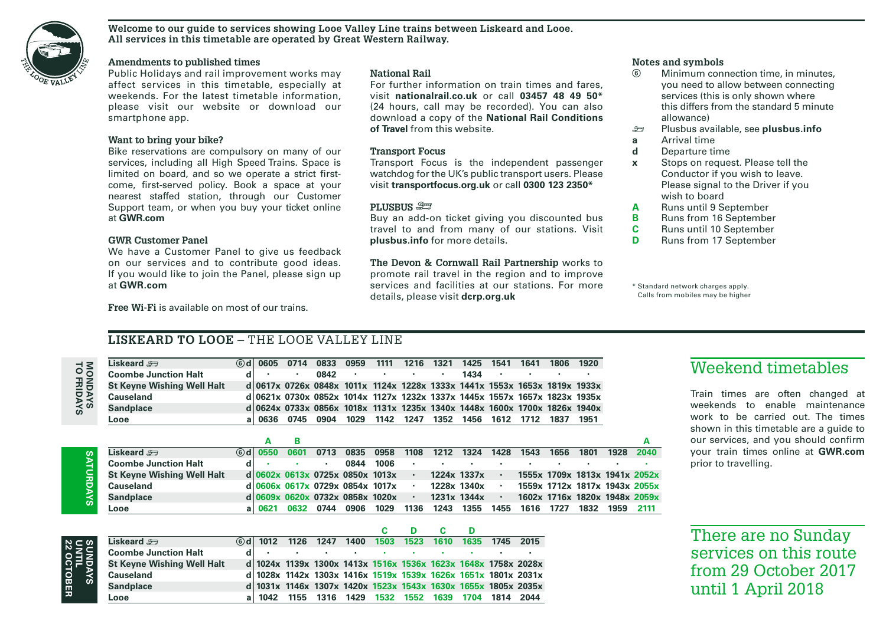**Welcome to our guide to services showing Looe Valley Line trains between Liskeard and Looe.**
**All services in this timetable are operated by Great Western Railway.**

### Amendments to published times

Public Holidays and rail improvement works may affect services in this timetable, especially at weekends. For the latest timetable information, please visit our website or download our smartphone app.

### Want to bring your bike?

Bike reservations are compulsory on many of our services, including all High Speed Trains. Space is limited on board, and so we operate a strict first-come, first-served policy. Book a space at your nearest staffed station, through our Customer Support team, or when you buy your ticket online at **GWR.com**

### GWR Customer Panel

We have a Customer Panel to give us feedback on our services and to contribute good ideas. If you would like to join the Panel, please sign up at **GWR.com**

**Free Wi-Fi** is available on most of our trains.

### National Rail

For further information on train times and fares, visit **nationalrail.co.uk** or call **03457 48 49 50*** (24 hours, call may be recorded). You can also download a copy of the **National Rail Conditions of Travel** from this website.

### Transport Focus

Transport Focus is the independent passenger watchdog for the UK's public transport users. Please visit **transportfocus.org.uk** or call **0300 123 2350***

### PLUSBUS

Buy an add-on ticket giving you discounted bus travel to and from many of our stations. Visit **plusbus.info** for more details.

**The Devon & Cornwall Rail Partnership** works to promote rail travel in the region and to improve services and facilities at our stations. For more details, please visit **dcrp.org.uk**

### Notes and symbols

- **⑥** Minimum connection time, in minutes, you need to allow between connecting services (this is only shown where this differs from the standard 5 minute allowance)
- **Plusbus symbol** Plusbus available, see **plusbus.info**
- **a** Arrival time
- **d** Departure time
- **x** Stops on request. Please tell the Conductor if you wish to leave. Please signal to the Driver if you wish to board
- **A** Runs until 9 September
- **B** Runs from 16 September
- **C** Runs until 10 September
- **D** Runs from 17 September

\* Standard network charges apply. Calls from mobiles may be higher

## LISKEARD TO LOOE – THE LOOE VALLEY LINE

### Mondays to Fridays

| Station | | | | | | | | | | | | | | |
|---|---|---|---|---|---|---|---|---|---|---|---|---|---|---|
| Liskeard (Plusbus) | ⑥ | d | 0605 | 0714 | 0833 | 0959 | 1111 | 1216 | 1321 | 1425 | 1541 | 1641 | 1806 | 1920 |
| Coombe Junction Halt | | d | · | · | 0842 | · | · | · | · | 1434 | · | · | · | · |
| St Keyne Wishing Well Halt | | d | 0617x | 0726x | 0848x | 1011x | 1124x | 1228x | 1333x | 1441x | 1553x | 1653x | 1819x | 1933x |
| Causeland | | d | 0621x | 0730x | 0852x | 1014x | 1127x | 1232x | 1337x | 1445x | 1557x | 1657x | 1823x | 1935x |
| Sandplace | | d | 0624x | 0733x | 0856x | 1018x | 1131x | 1235x | 1340x | 1448x | 1600x | 1700x | 1826x | 1940x |
| Looe | | a | 0636 | 0745 | 0904 | 1029 | 1142 | 1247 | 1352 | 1456 | 1612 | 1712 | 1837 | 1951 |

### Saturdays

| Station | | | A | B | | | | | | | | | | | | | A |
|---|---|---|---|---|---|---|---|---|---|---|---|---|---|---|---|---|---|
| Liskeard (Plusbus) | ⑥ | d | 0550 | 0601 | 0713 | 0835 | 0958 | 1108 | 1212 | 1324 | 1428 | 1543 | 1656 | 1801 | 1928 | 2040 |
| Coombe Junction Halt | | d | · | · | · | 0844 | 1006 | · | · | · | · | · | · | · | · | · |
| St Keyne Wishing Well Halt | | d | 0602x | 0613x | 0725x | 0850x | 1013x | · | 1224x | 1337x | · | 1555x | 1709x | 1813x | 1941x | 2052x |
| Causeland | | d | 0606x | 0617x | 0729x | 0854x | 1017x | · | 1228x | 1340x | · | 1559x | 1712x | 1817x | 1943x | 2055x |
| Sandplace | | d | 0609x | 0620x | 0732x | 0858x | 1020x | · | 1231x | 1344x | · | 1602x | 1716x | 1820x | 1948x | 2059x |
| Looe | | a | 0621 | 0632 | 0744 | 0906 | 1029 | 1136 | 1243 | 1355 | 1455 | 1616 | 1727 | 1832 | 1959 | 2111 |

### Sundays until 22 October

| Station | | | | | | | C | D | C | D | | |
|---|---|---|---|---|---|---|---|---|---|---|---|---|
| Liskeard (Plusbus) | ⑥ | d | 1012 | 1126 | 1247 | 1400 | 1503 | 1523 | 1610 | 1635 | 1745 | 2015 |
| Coombe Junction Halt | | d | · | · | · | · | · | · | · | · | · | · |
| St Keyne Wishing Well Halt | | d | 1024x | 1139x | 1300x | 1413x | 1516x | 1536x | 1623x | 1648x | 1758x | 2028x |
| Causeland | | d | 1028x | 1142x | 1303x | 1416x | 1519x | 1539x | 1626x | 1651x | 1801x | 2031x |
| Sandplace | | d | 1031x | 1146x | 1307x | 1420x | 1523x | 1543x | 1630x | 1655x | 1805x | 2035x |
| Looe | | a | 1042 | 1155 | 1316 | 1429 | 1532 | 1552 | 1639 | 1704 | 1814 | 2044 |

## Weekend timetables

Train times are often changed at weekends to enable maintenance work to be carried out. The times shown in this timetable are a guide to our services, and you should confirm your train times online at **GWR.com** prior to travelling.

## There are no Sunday services on this route from 29 October 2017 until 1 April 2018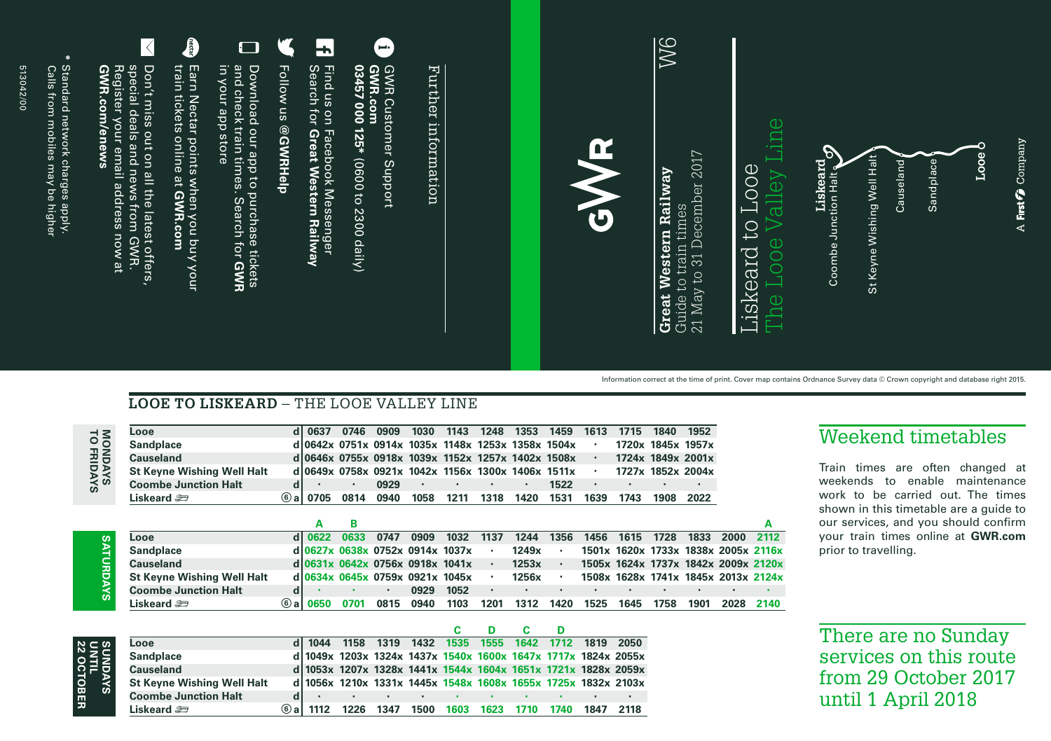## Further information

GWR Customer Support
**GWR.com**
**03457 000 125*** (0600 to 2300 daily)

Find us on Facebook Messenger
Search for **Great Western Railway**

Follow us **@GWRHelp**

Download our app to purchase tickets and check train times. Search for **GWR** in your app store

Earn Nectar points when you buy your train tickets online at **GWR.com**

Don't miss out on all the latest offers, special deals and news from GWR. Register your email address now at **GWR.com/enews**

\* Standard network charges apply. Calls from mobiles may be higher

513042/00

GWR

**Great Western Railway**
Guide to train times
21 May to 31 December 2017

W6

# Liskeard to Looe
## The Looe Valley Line

Liskeard
Coombe Junction Halt
St Keyne Wishing Well Halt
Causeland
Sandplace
Looe

A First Company

Information correct at the time of print. Cover map contains Ordnance Survey data © Crown copyright and database right 2015.

## LOOE TO LISKEARD – THE LOOE VALLEY LINE

**MONDAYS TO FRIDAYS**

| | | | | | | | | | | | | | | |
|---|---|---|---|---|---|---|---|---|---|---|---|---|---|---|
| Looe | d | 0637 | 0746 | 0909 | 1030 | 1143 | 1248 | 1353 | 1459 | 1613 | 1715 | 1840 | 1952 |
| Sandplace | d | 0642x | 0751x | 0914x | 1035x | 1148x | 1253x | 1358x | 1504x | · | 1720x | 1845x | 1957x |
| Causeland | d | 0646x | 0755x | 0918x | 1039x | 1152x | 1257x | 1402x | 1508x | · | 1724x | 1849x | 2001x |
| St Keyne Wishing Well Halt | d | 0649x | 0758x | 0921x | 1042x | 1156x | 1300x | 1406x | 1511x | · | 1727x | 1852x | 2004x |
| Coombe Junction Halt | d | · | · | 0929 | · | · | · | · | 1522 | · | · | · | · |
| Liskeard | ⑥ a | 0705 | 0814 | 0940 | 1058 | 1211 | 1318 | 1420 | 1531 | 1639 | 1743 | 1908 | 2022 |

**SATURDAYS**

| | | A | B | | | | | | | | | | | | A |
|---|---|---|---|---|---|---|---|---|---|---|---|---|---|---|---|
| Looe | d | 0622 | 0633 | 0747 | 0909 | 1032 | 1137 | 1244 | 1356 | 1456 | 1615 | 1728 | 1833 | 2000 | 2112 |
| Sandplace | d | 0627x | 0638x | 0752x | 0914x | 1037x | · | 1249x | · | 1501x | 1620x | 1733x | 1838x | 2005x | 2116x |
| Causeland | d | 0631x | 0642x | 0756x | 0918x | 1041x | · | 1253x | · | 1505x | 1624x | 1737x | 1842x | 2009x | 2120x |
| St Keyne Wishing Well Halt | d | 0634x | 0645x | 0759x | 0921x | 1045x | · | 1256x | · | 1508x | 1628x | 1741x | 1845x | 2013x | 2124x |
| Coombe Junction Halt | d | · | · | · | 0929 | 1052 | · | · | · | · | · | · | · | · | · |
| Liskeard | ⑥ a | 0650 | 0701 | 0815 | 0940 | 1103 | 1201 | 1312 | 1420 | 1525 | 1645 | 1758 | 1901 | 2028 | 2140 |

**SUNDAYS UNTIL 22 OCTOBER**

| | | | | | | C | D | C | D | | |
|---|---|---|---|---|---|---|---|---|---|---|---|
| Looe | d | 1044 | 1158 | 1319 | 1432 | 1535 | 1555 | 1642 | 1712 | 1819 | 2050 |
| Sandplace | d | 1049x | 1203x | 1324x | 1437x | 1540x | 1600x | 1647x | 1717x | 1824x | 2055x |
| Causeland | d | 1053x | 1207x | 1328x | 1441x | 1544x | 1604x | 1651x | 1721x | 1828x | 2059x |
| St Keyne Wishing Well Halt | d | 1056x | 1210x | 1331x | 1445x | 1548x | 1608x | 1655x | 1725x | 1832x | 2103x |
| Coombe Junction Halt | d | · | · | · | · | · | · | · | · | · | · |
| Liskeard | ⑥ a | 1112 | 1226 | 1347 | 1500 | 1603 | 1623 | 1710 | 1740 | 1847 | 2118 |

## Weekend timetables

Train times are often changed at weekends to enable maintenance work to be carried out. The times shown in this timetable are a guide to our services, and you should confirm your train times online at **GWR.com** prior to travelling.

## There are no Sunday services on this route from 29 October 2017 until 1 April 2018